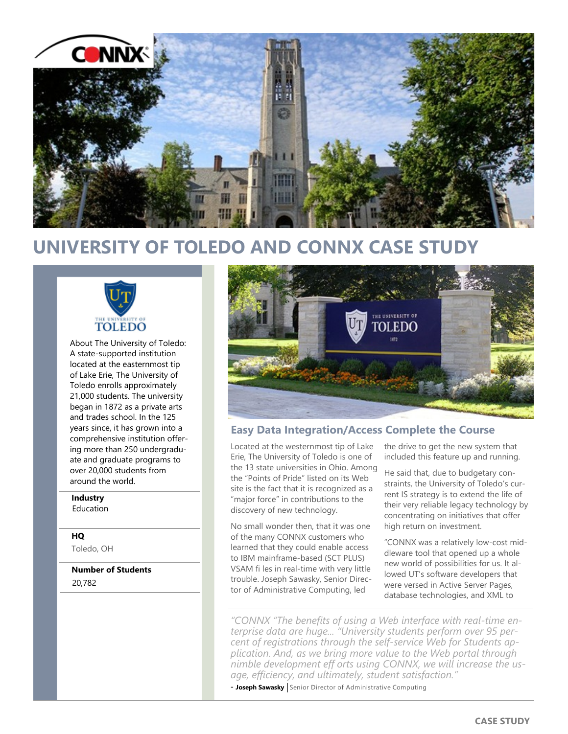# UNIVERSITY OF TOLEDO AND CONNX CASE STUDY

About The University of Toledo: A state-supported institution located at the easternmost tip of Lake Erie, The University of Toledo enrolls approximately 21,000 students. The university began in 1872 as a private arts and trades school. In the 125 years since, it has grown into a comprehensive institution offering more than 250 undergraduate and graduate programs to over 20,000 students from around the world.

**Industry**
Education

**HQ**
Toledo, OH

**Number of Students**
20,782

## Easy Data Integration/Access Complete the Course

Located at the westernmost tip of Lake Erie, The University of Toledo is one of the 13 state universities in Ohio. Among the "Points of Pride" listed on its Web site is the fact that it is recognized as a "major force" in contributions to the discovery of new technology.

No small wonder then, that it was one of the many CONNX customers who learned that they could enable access to IBM mainframe-based (SCT PLUS) VSAM fi les in real-time with very little trouble. Joseph Sawasky, Senior Director of Administrative Computing, led the drive to get the new system that included this feature up and running.

He said that, due to budgetary constraints, the University of Toledo's current IS strategy is to extend the life of their very reliable legacy technology by concentrating on initiatives that offer high return on investment.

"CONNX was a relatively low-cost middleware tool that opened up a whole new world of possibilities for us. It allowed UT's software developers that were versed in Active Server Pages, database technologies, and XML to

> *"CONNX "The benefits of using a Web interface with real-time enterprise data are huge... "University students perform over 95 percent of registrations through the self-service Web for Students application. And, as we bring more value to the Web portal through nimble development eff orts using CONNX, we will increase the usage, efficiency, and ultimately, student satisfaction."*
>
> \- **Joseph Sawasky** | Senior Director of Administrative Computing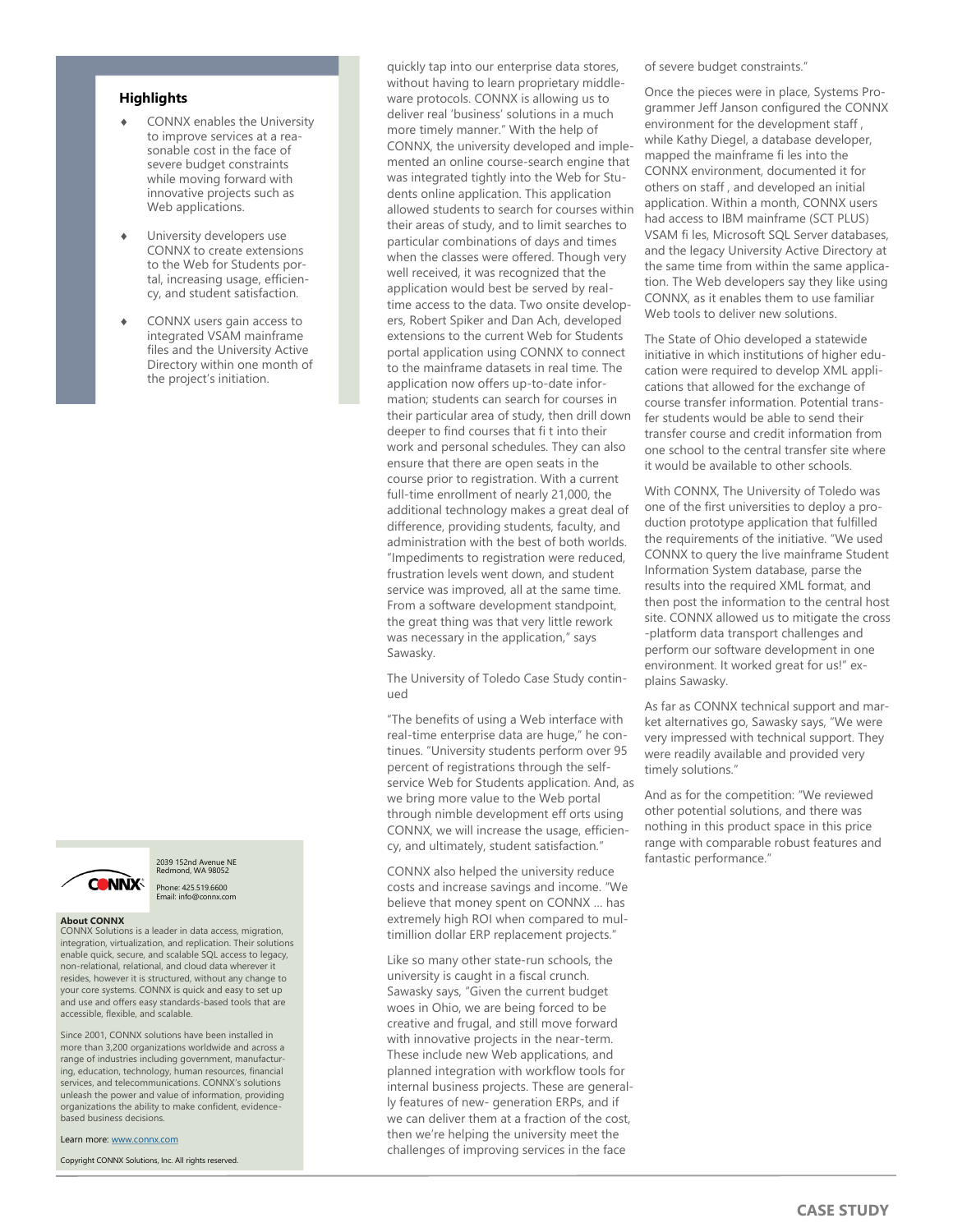## Highlights

- CONNX enables the University to improve services at a reasonable cost in the face of severe budget constraints while moving forward with innovative projects such as Web applications.
- University developers use CONNX to create extensions to the Web for Students portal, increasing usage, efficiency, and student satisfaction.
- CONNX users gain access to integrated VSAM mainframe files and the University Active Directory within one month of the project's initiation.

quickly tap into our enterprise data stores, without having to learn proprietary middleware protocols. CONNX is allowing us to deliver real 'business' solutions in a much more timely manner." With the help of CONNX, the university developed and implemented an online course-search engine that was integrated tightly into the Web for Students online application. This application allowed students to search for courses within their areas of study, and to limit searches to particular combinations of days and times when the classes were offered. Though very well received, it was recognized that the application would best be served by real-time access to the data. Two onsite developers, Robert Spiker and Dan Ach, developed extensions to the current Web for Students portal application using CONNX to connect to the mainframe datasets in real time. The application now offers up-to-date information; students can search for courses in their particular area of study, then drill down deeper to find courses that fit into their work and personal schedules. They can also ensure that there are open seats in the course prior to registration. With a current full-time enrollment of nearly 21,000, the additional technology makes a great deal of difference, providing students, faculty, and administration with the best of both worlds. "Impediments to registration were reduced, frustration levels went down, and student service was improved, all at the same time. From a software development standpoint, the great thing was that very little rework was necessary in the application," says Sawasky.

The University of Toledo Case Study continued

"The benefits of using a Web interface with real-time enterprise data are huge," he continues. "University students perform over 95 percent of registrations through the self-service Web for Students application. And, as we bring more value to the Web portal through nimble development efforts using CONNX, we will increase the usage, efficiency, and ultimately, student satisfaction."

CONNX also helped the university reduce costs and increase savings and income. "We believe that money spent on CONNX … has extremely high ROI when compared to multimillion dollar ERP replacement projects."

Like so many other state-run schools, the university is caught in a fiscal crunch. Sawasky says, "Given the current budget woes in Ohio, we are being forced to be creative and frugal, and still move forward with innovative projects in the near-term. These include new Web applications, and planned integration with workflow tools for internal business projects. These are generally features of new- generation ERPs, and if we can deliver them at a fraction of the cost, then we're helping the university meet the challenges of improving services in the face of severe budget constraints."

Once the pieces were in place, Systems Programmer Jeff Janson configured the CONNX environment for the development staff, while Kathy Diegel, a database developer, mapped the mainframe files into the CONNX environment, documented it for others on staff, and developed an initial application. Within a month, CONNX users had access to IBM mainframe (SCT PLUS) VSAM files, Microsoft SQL Server databases, and the legacy University Active Directory at the same time from within the same application. The Web developers say they like using CONNX, as it enables them to use familiar Web tools to deliver new solutions.

The State of Ohio developed a statewide initiative in which institutions of higher education were required to develop XML applications that allowed for the exchange of course transfer information. Potential transfer students would be able to send their transfer course and credit information from one school to the central transfer site where it would be available to other schools.

With CONNX, The University of Toledo was one of the first universities to deploy a production prototype application that fulfilled the requirements of the initiative. "We used CONNX to query the live mainframe Student Information System database, parse the results into the required XML format, and then post the information to the central host site. CONNX allowed us to mitigate the cross-platform data transport challenges and perform our software development in one environment. It worked great for us!" explains Sawasky.

As far as CONNX technical support and market alternatives go, Sawasky says, "We were very impressed with technical support. They were readily available and provided very timely solutions."

And as for the competition: "We reviewed other potential solutions, and there was nothing in this product space in this price range with comparable robust features and fantastic performance."

---

CONNX

2039 152nd Avenue NE
Redmond, WA 98052

Phone: 425.519.6600
Email: info@connx.com

**About CONNX**
CONNX Solutions is a leader in data access, migration, integration, virtualization, and replication. Their solutions enable quick, secure, and scalable SQL access to legacy, non-relational, relational, and cloud data wherever it resides, however it is structured, without any change to your core systems. CONNX is quick and easy to set up and use and offers easy standards-based tools that are accessible, flexible, and scalable.

Since 2001, CONNX solutions have been installed in more than 3,200 organizations worldwide and across a range of industries including government, manufacturing, education, technology, human resources, financial services, and telecommunications. CONNX's solutions unleash the power and value of information, providing organizations the ability to make confident, evidence-based business decisions.

Learn more: [www.connx.com](http://www.connx.com)

Copyright CONNX Solutions, Inc. All rights reserved.

CASE STUDY